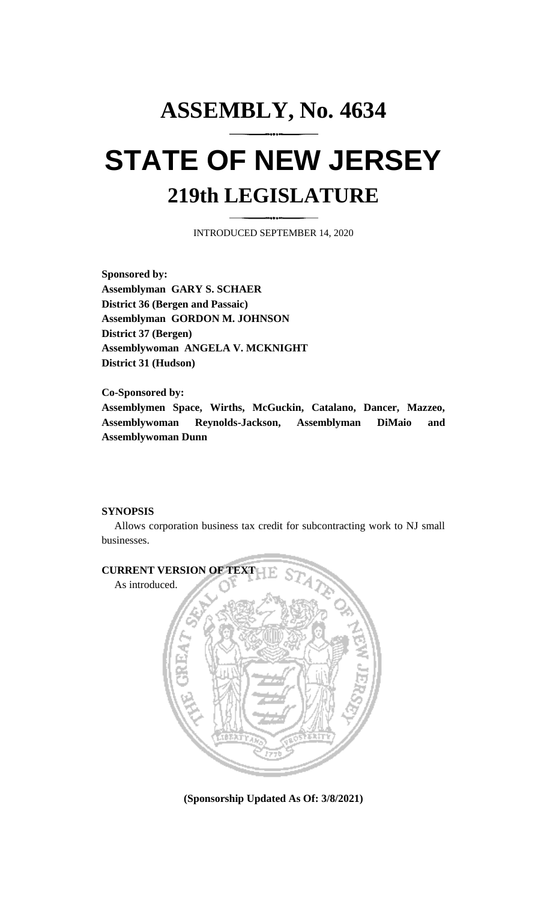# ASSEMBLY, No. 4634

# STATE OF NEW JERSEY

## 219th LEGISLATURE

INTRODUCED SEPTEMBER 14, 2020

**Sponsored by:**
**Assemblyman GARY S. SCHAER**
**District 36 (Bergen and Passaic)**
**Assemblyman GORDON M. JOHNSON**
**District 37 (Bergen)**
**Assemblywoman ANGELA V. MCKNIGHT**
**District 31 (Hudson)**

**Co-Sponsored by:**
**Assemblymen Space, Wirths, McGuckin, Catalano, Dancer, Mazzeo, Assemblywoman Reynolds-Jackson, Assemblyman DiMaio and Assemblywoman Dunn**

**SYNOPSIS**

Allows corporation business tax credit for subcontracting work to NJ small businesses.

**CURRENT VERSION OF TEXT**

As introduced.

**(Sponsorship Updated As Of: 3/8/2021)**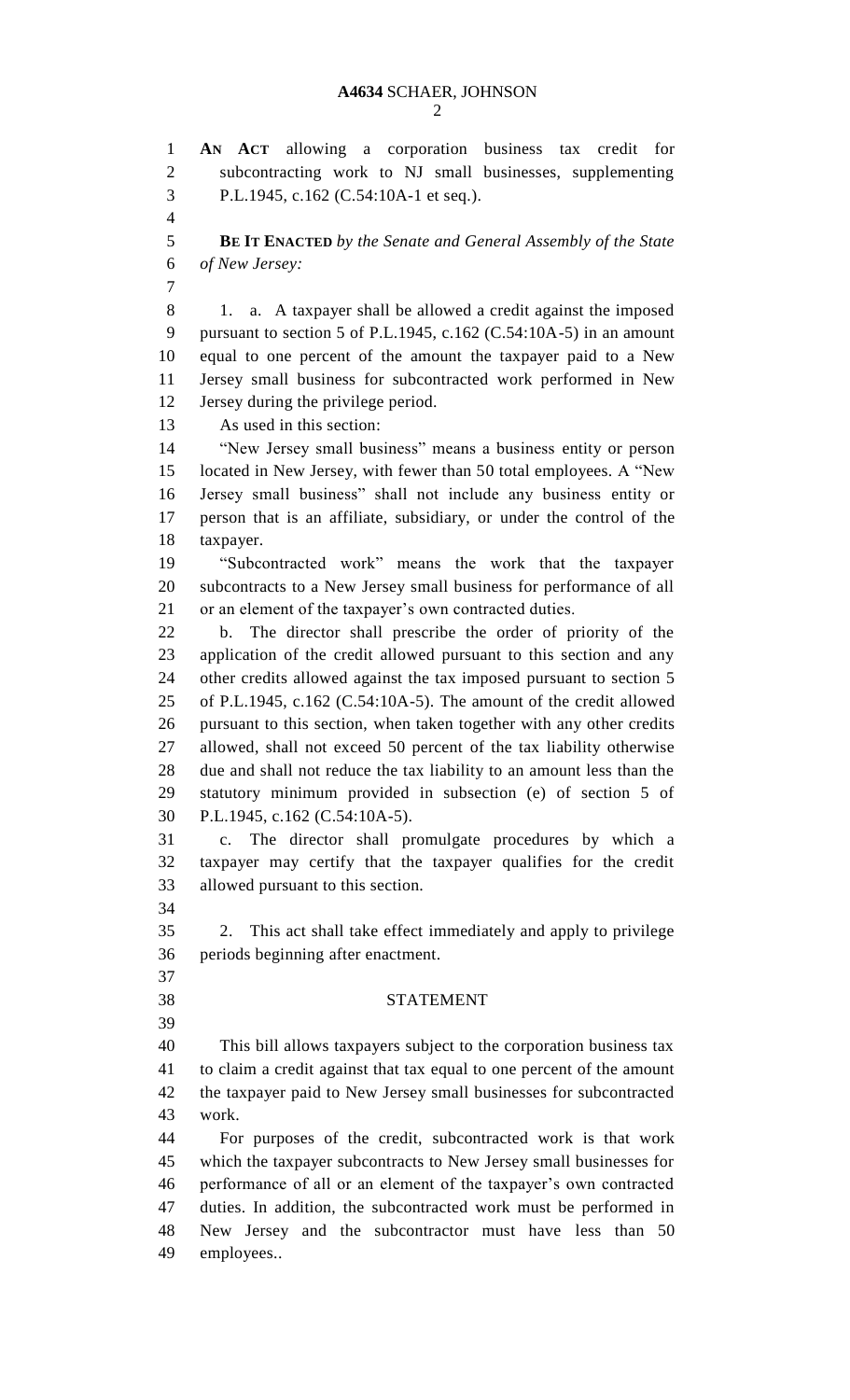**AN ACT** allowing a corporation business tax credit for subcontracting work to NJ small businesses, supplementing P.L.1945, c.162 (C.54:10A-1 et seq.).

**BE IT ENACTED** *by the Senate and General Assembly of the State of New Jersey:*

1. a. A taxpayer shall be allowed a credit against the imposed pursuant to section 5 of P.L.1945, c.162 (C.54:10A-5) in an amount equal to one percent of the amount the taxpayer paid to a New Jersey small business for subcontracted work performed in New Jersey during the privilege period.

As used in this section:

"New Jersey small business" means a business entity or person located in New Jersey, with fewer than 50 total employees. A "New Jersey small business" shall not include any business entity or person that is an affiliate, subsidiary, or under the control of the taxpayer.

"Subcontracted work" means the work that the taxpayer subcontracts to a New Jersey small business for performance of all or an element of the taxpayer's own contracted duties.

b. The director shall prescribe the order of priority of the application of the credit allowed pursuant to this section and any other credits allowed against the tax imposed pursuant to section 5 of P.L.1945, c.162 (C.54:10A-5). The amount of the credit allowed pursuant to this section, when taken together with any other credits allowed, shall not exceed 50 percent of the tax liability otherwise due and shall not reduce the tax liability to an amount less than the statutory minimum provided in subsection (e) of section 5 of P.L.1945, c.162 (C.54:10A-5).

c. The director shall promulgate procedures by which a taxpayer may certify that the taxpayer qualifies for the credit allowed pursuant to this section.

2. This act shall take effect immediately and apply to privilege periods beginning after enactment.

## STATEMENT

This bill allows taxpayers subject to the corporation business tax to claim a credit against that tax equal to one percent of the amount the taxpayer paid to New Jersey small businesses for subcontracted work.

For purposes of the credit, subcontracted work is that work which the taxpayer subcontracts to New Jersey small businesses for performance of all or an element of the taxpayer's own contracted duties. In addition, the subcontracted work must be performed in New Jersey and the subcontractor must have less than 50 employees..